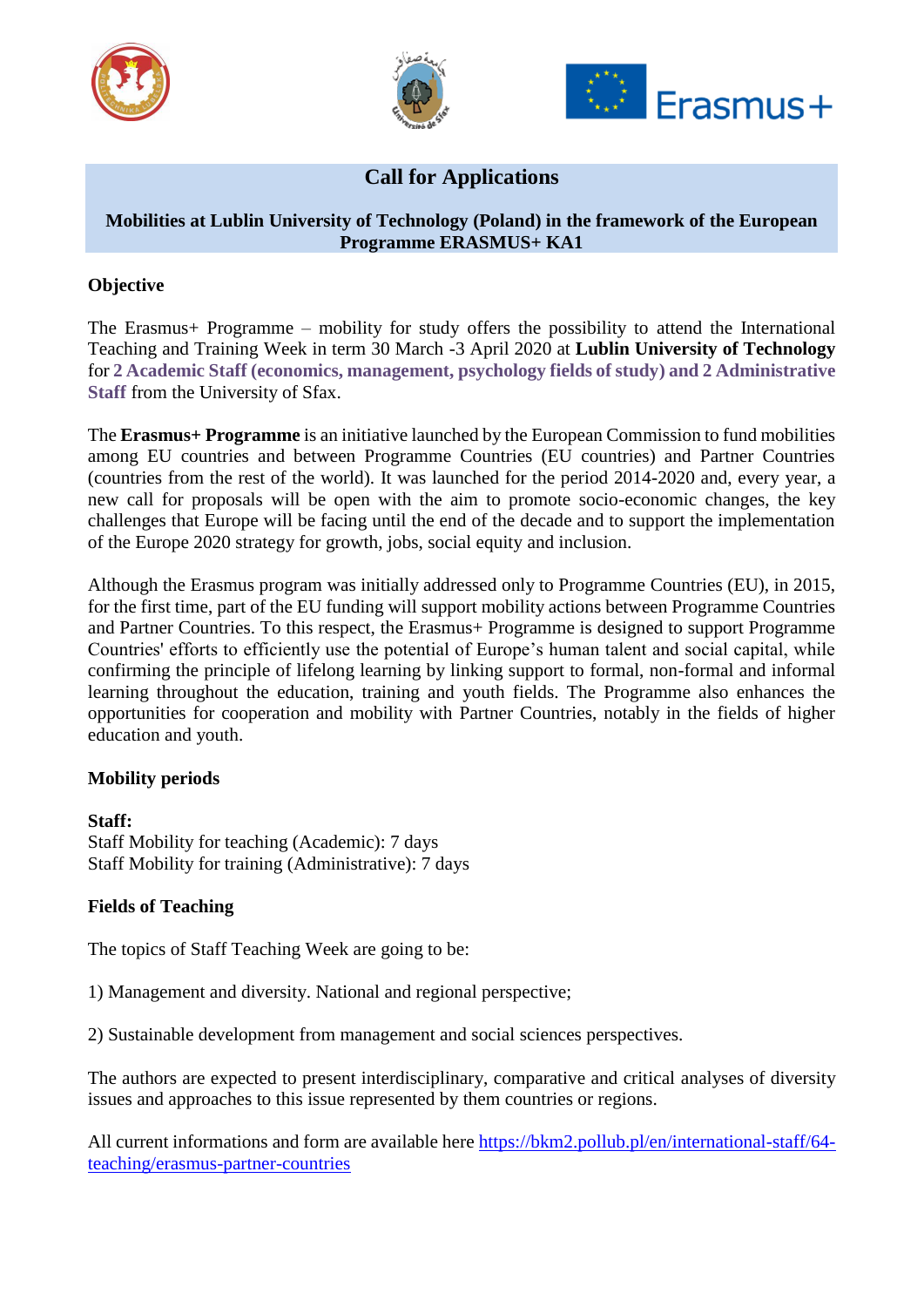# Call for Applications

**Mobilities at Lublin University of Technology (Poland) in the framework of the European Programme ERASMUS+ KA1**

## Objective

The Erasmus+ Programme – mobility for study offers the possibility to attend the International Teaching and Training Week in term 30 March -3 April 2020 at **Lublin University of Technology** for **2 Academic Staff (economics, management, psychology fields of study) and 2 Administrative Staff** from the University of Sfax.

The **Erasmus+ Programme** is an initiative launched by the European Commission to fund mobilities among EU countries and between Programme Countries (EU countries) and Partner Countries (countries from the rest of the world). It was launched for the period 2014-2020 and, every year, a new call for proposals will be open with the aim to promote socio-economic changes, the key challenges that Europe will be facing until the end of the decade and to support the implementation of the Europe 2020 strategy for growth, jobs, social equity and inclusion.

Although the Erasmus program was initially addressed only to Programme Countries (EU), in 2015, for the first time, part of the EU funding will support mobility actions between Programme Countries and Partner Countries. To this respect, the Erasmus+ Programme is designed to support Programme Countries' efforts to efficiently use the potential of Europe's human talent and social capital, while confirming the principle of lifelong learning by linking support to formal, non-formal and informal learning throughout the education, training and youth fields. The Programme also enhances the opportunities for cooperation and mobility with Partner Countries, notably in the fields of higher education and youth.

## Mobility periods

**Staff:**
Staff Mobility for teaching (Academic): 7 days
Staff Mobility for training (Administrative): 7 days

## Fields of Teaching

The topics of Staff Teaching Week are going to be:

1) Management and diversity. National and regional perspective;

2) Sustainable development from management and social sciences perspectives.

The authors are expected to present interdisciplinary, comparative and critical analyses of diversity issues and approaches to this issue represented by them countries or regions.

All current informations and form are available here [https://bkm2.pollub.pl/en/international-staff/64-teaching/erasmus-partner-countries](https://bkm2.pollub.pl/en/international-staff/64-teaching/erasmus-partner-countries)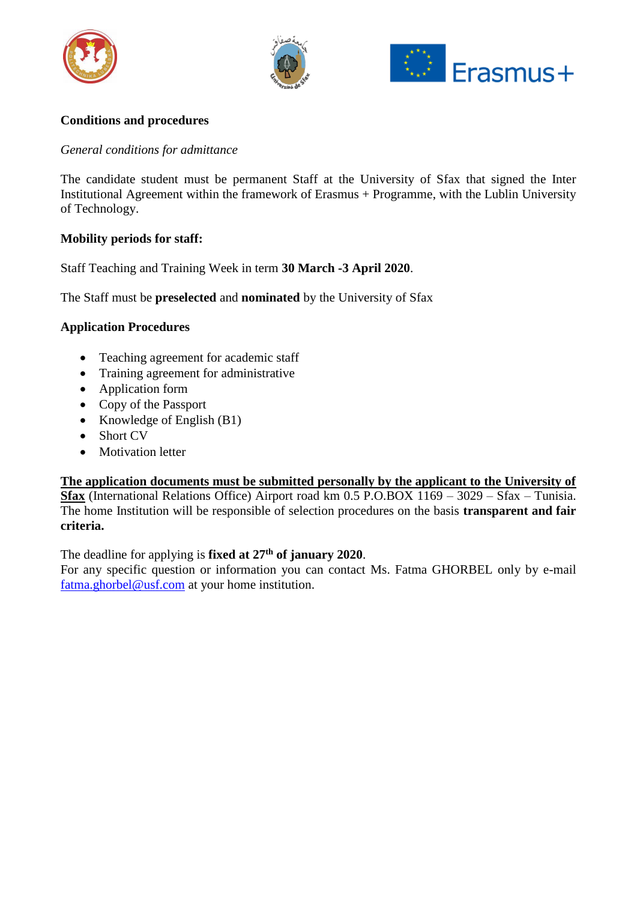**Conditions and procedures**

*General conditions for admittance*

The candidate student must be permanent Staff at the University of Sfax that signed the Inter Institutional Agreement within the framework of Erasmus + Programme, with the Lublin University of Technology.

**Mobility periods for staff:**

Staff Teaching and Training Week in term **30 March -3 April 2020**.

The Staff must be **preselected** and **nominated** by the University of Sfax

**Application Procedures**

- Teaching agreement for academic staff
- Training agreement for administrative
- Application form
- Copy of the Passport
- Knowledge of English (B1)
- Short CV
- Motivation letter

<u>**The application documents must be submitted personally by the applicant to the University of Sfax**</u> (International Relations Office) Airport road km 0.5 P.O.BOX 1169 – 3029 – Sfax – Tunisia. The home Institution will be responsible of selection procedures on the basis **transparent and fair criteria.**

The deadline for applying is **fixed at 27th of january 2020**.
For any specific question or information you can contact Ms. Fatma GHORBEL only by e-mail fatma.ghorbel@usf.com at your home institution.